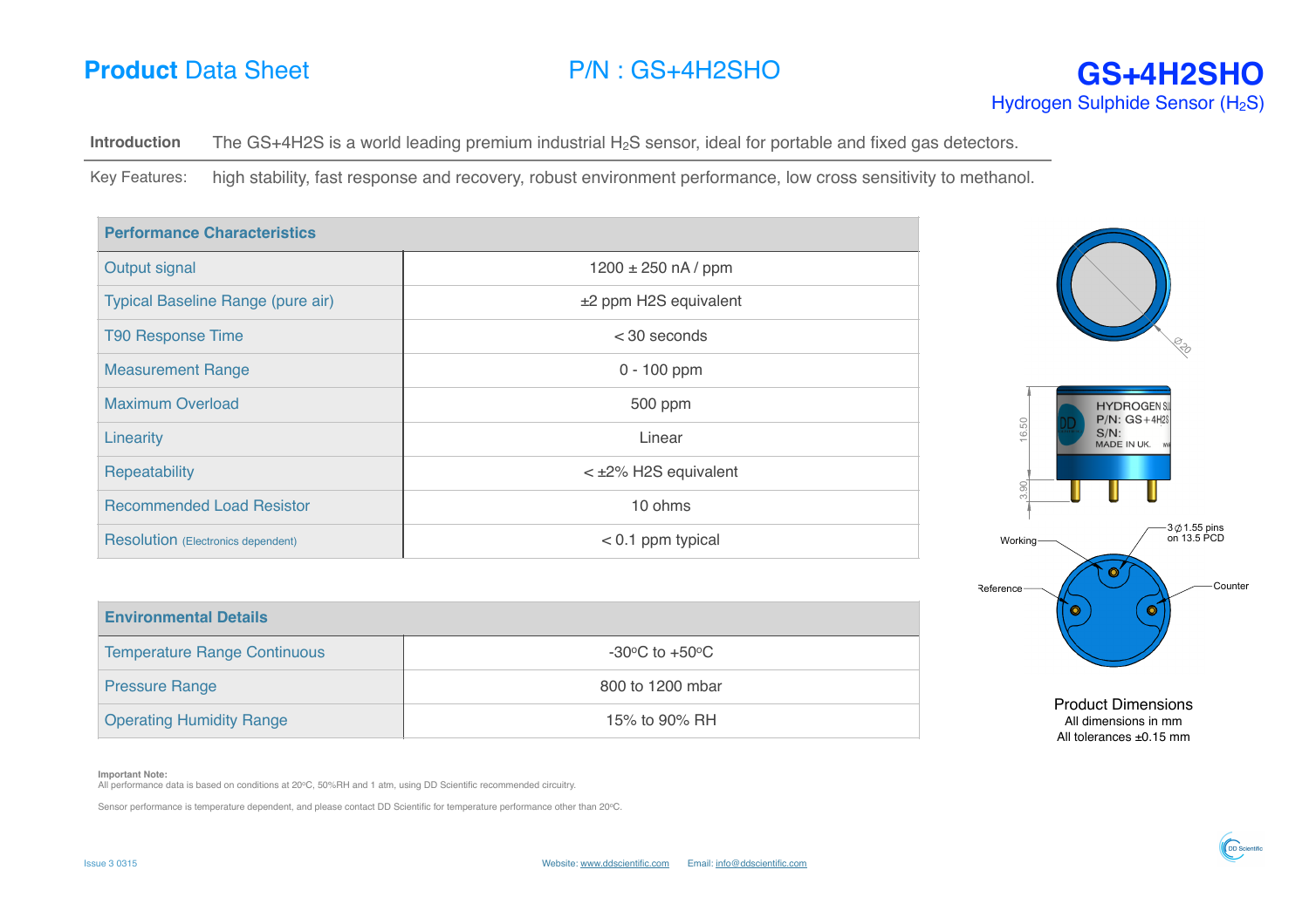# Product Data Sheet

P/N : GS+4H2SHO

## GS+4H2SHO

Hydrogen Sulphide Sensor ($H_2S$)

**Introduction** The GS+4H2S is a world leading premium industrial $H_2S$ sensor, ideal for portable and fixed gas detectors.

Key Features: high stability, fast response and recovery, robust environment performance, low cross sensitivity to methanol.

| Performance Characteristics | |
|---|---|
| Output signal | 1200 ± 250 nA / ppm |
| Typical Baseline Range (pure air) | ±2 ppm H2S equivalent |
| T90 Response Time | < 30 seconds |
| Measurement Range | 0 - 100 ppm |
| Maximum Overload | 500 ppm |
| Linearity | Linear |
| Repeatability | < ±2% H2S equivalent |
| Recommended Load Resistor | 10 ohms |
| Resolution (Electronics dependent) | < 0.1 ppm typical |

| Environmental Details | |
|---|---|
| Temperature Range Continuous | -30°C to +50°C |
| Pressure Range | 800 to 1200 mbar |
| Operating Humidity Range | 15% to 90% RH |

Ø20

16.50

3.90

HYDROGEN SU
P/N: GS+4H2S
S/N:
MADE IN UK.

3 Ø 1.55 pins on 13.5 PCD

Working

Reference

Counter

Product Dimensions
All dimensions in mm
All tolerances ±0.15 mm

**Important Note:**
All performance data is based on conditions at 20°C, 50%RH and 1 atm, using DD Scientific recommended circuitry.

Sensor performance is temperature dependent, and please contact DD Scientific for temperature performance other than 20°C.

Issue 3 0315

Website: www.ddscientific.com Email: info@ddscientific.com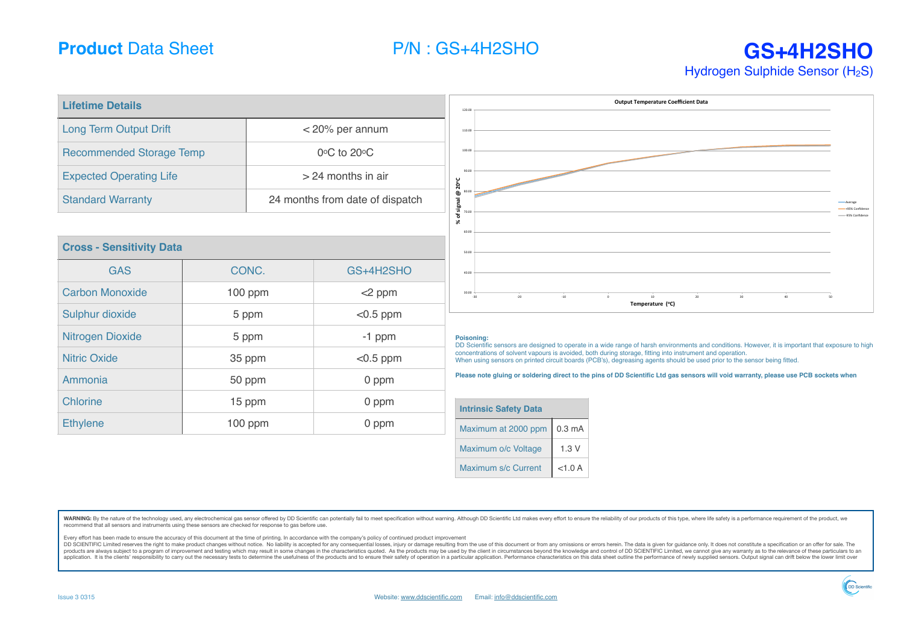**Product** Data Sheet

P/N : GS+4H2SHO

# GS+4H2SHO

Hydrogen Sulphide Sensor ($H_2S$)

| Lifetime Details | |
|---|---|
| Long Term Output Drift | < 20% per annum |
| Recommended Storage Temp | 0°C to 20°C |
| Expected Operating Life | > 24 months in air |
| Standard Warranty | 24 months from date of dispatch |

**Cross - Sensitivity Data**

| GAS | CONC. | GS+4H2SHO |
|---|---|---|
| Carbon Monoxide | 100 ppm | <2 ppm |
| Sulphur dioxide | 5 ppm | <0.5 ppm |
| Nitrogen Dioxide | 5 ppm | -1 ppm |
| Nitric Oxide | 35 ppm | <0.5 ppm |
| Ammonia | 50 ppm | 0 ppm |
| Chlorine | 15 ppm | 0 ppm |
| Ethylene | 100 ppm | 0 ppm |

Output Temperature Coefficient Data

% of signal @ 20°C

120.00
110.00
100.00
90.00
80.00
70.00
60.00
50.00
40.00
30.00

-30 -20 -10 0 10 20 30 40 50

Temperature (°C)

Average
+95% Confidence
-95% Confidence

**Poisoning:**
DD Scientific sensors are designed to operate in a wide range of harsh environments and conditions. However, it is important that exposure to high concentrations of solvent vapours is avoided, both during storage, fitting into instrument and operation.
When using sensors on printed circuit boards (PCB's), degreasing agents should be used prior to the sensor being fitted.

**Please note gluing or soldering direct to the pins of DD Scientific Ltd gas sensors will void warranty, please use PCB sockets when**

| Intrinsic Safety Data | |
|---|---|
| Maximum at 2000 ppm | 0.3 mA |
| Maximum o/c Voltage | 1.3 V |
| Maximum s/c Current | <1.0 A |

**WARNING:** By the nature of the technology used, any electrochemical gas sensor offered by DD Scientific can potentially fail to meet specification without warning. Although DD Scientific Ltd makes every effort to ensure the reliability of our products of this type, where life safety is a performance requirement of the product, we recommend that all sensors and instruments using these sensors are checked for response to gas before use.

Every effort has been made to ensure the accuracy of this document at the time of printing. In accordance with the company's policy of continued product improvement
DD SCIENTIFIC Limited reserves the right to make product changes without notice. No liability is accepted for any consequential losses, injury or damage resulting from the use of this document or from any omissions or errors herein. The data is given for guidance only. It does not constitute a specification or an offer for sale. The products are always subject to a program of improvement and testing which may result in some changes in the characteristics quoted. As the products may be used by the client in circumstances beyond the knowledge and control of DD SCIENTIFIC Limited, we cannot give any warranty as to the relevance of these particulars to an application. It is the clients' responsibility to carry out the necessary tests to determine the usefulness of the products and to ensure their safety of operation in a particular application. Performance characteristics on this data sheet outline the performance of newly supplied sensors. Output signal can drift below the lower limit over

Issue 3 0315

Website: www.ddscientific.com Email: info@ddscientific.com

DD Scientific